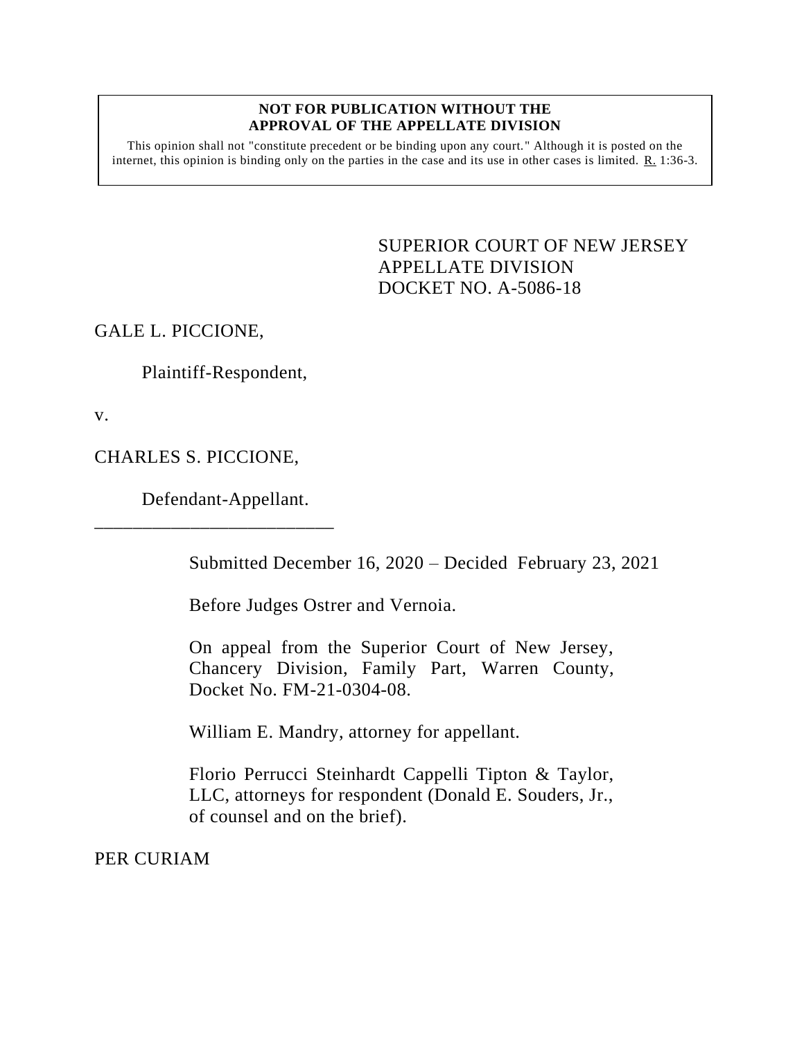**NOT FOR PUBLICATION WITHOUT THE APPROVAL OF THE APPELLATE DIVISION**

This opinion shall not "constitute precedent or be binding upon any court." Although it is posted on the internet, this opinion is binding only on the parties in the case and its use in other cases is limited. R. 1:36-3.

SUPERIOR COURT OF NEW JERSEY
APPELLATE DIVISION
DOCKET NO. A-5086-18

GALE L. PICCIONE,

Plaintiff-Respondent,

v.

CHARLES S. PICCIONE,

Defendant-Appellant.

\_\_\_\_\_\_\_\_\_\_\_\_\_\_\_\_\_\_\_\_\_\_\_\_\_\_

Submitted December 16, 2020 – Decided February 23, 2021

Before Judges Ostrer and Vernoia.

On appeal from the Superior Court of New Jersey, Chancery Division, Family Part, Warren County, Docket No. FM-21-0304-08.

William E. Mandry, attorney for appellant.

Florio Perrucci Steinhardt Cappelli Tipton & Taylor, LLC, attorneys for respondent (Donald E. Souders, Jr., of counsel and on the brief).

PER CURIAM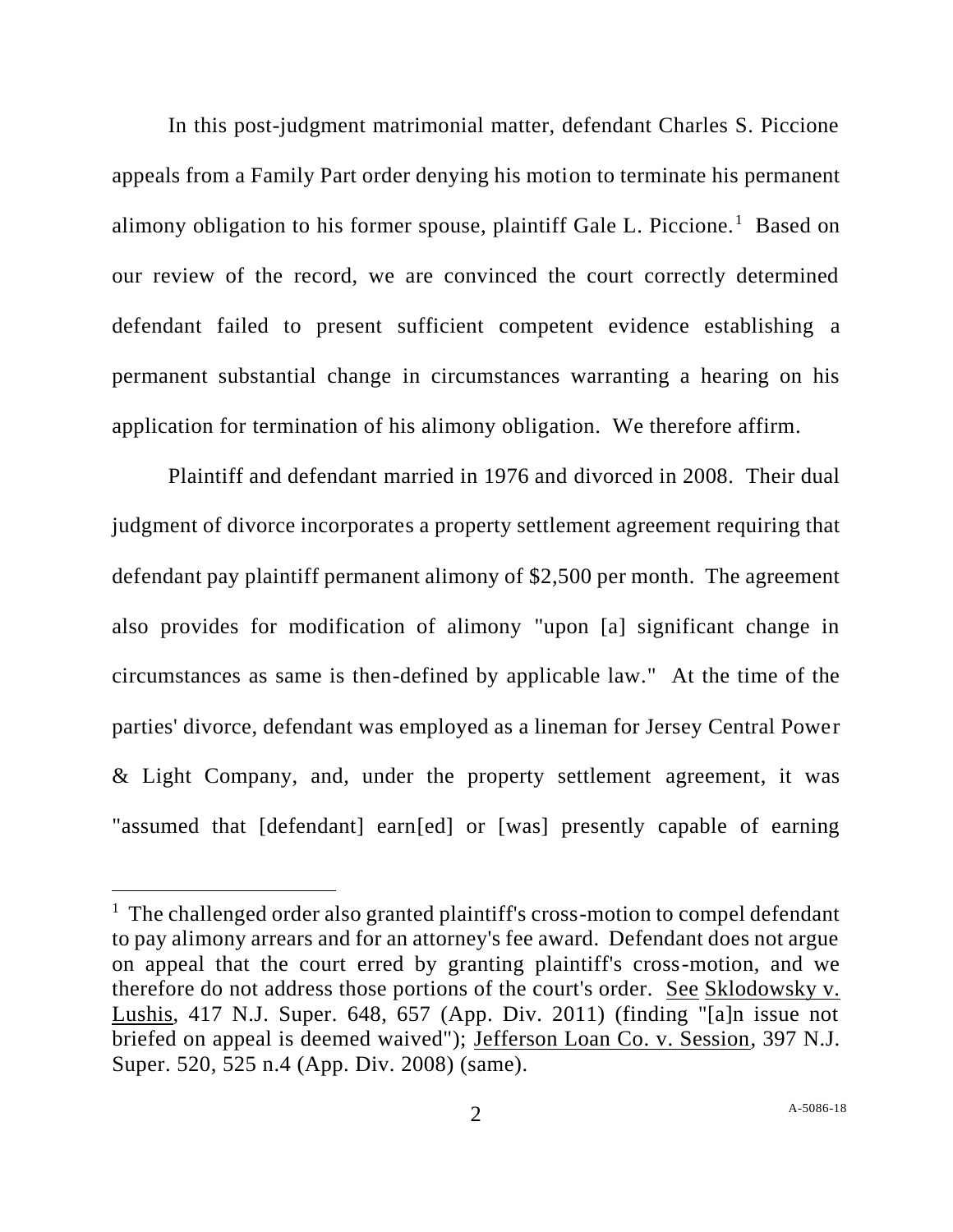In this post-judgment matrimonial matter, defendant Charles S. Piccione appeals from a Family Part order denying his motion to terminate his permanent alimony obligation to his former spouse, plaintiff Gale L. Piccione.[1] Based on our review of the record, we are convinced the court correctly determined defendant failed to present sufficient competent evidence establishing a permanent substantial change in circumstances warranting a hearing on his application for termination of his alimony obligation. We therefore affirm.

Plaintiff and defendant married in 1976 and divorced in 2008. Their dual judgment of divorce incorporates a property settlement agreement requiring that defendant pay plaintiff permanent alimony of $2,500 per month. The agreement also provides for modification of alimony "upon [a] significant change in circumstances as same is then-defined by applicable law." At the time of the parties' divorce, defendant was employed as a lineman for Jersey Central Power & Light Company, and, under the property settlement agreement, it was "assumed that [defendant] earn[ed] or [was] presently capable of earning

---

[1] The challenged order also granted plaintiff's cross-motion to compel defendant to pay alimony arrears and for an attorney's fee award. Defendant does not argue on appeal that the court erred by granting plaintiff's cross-motion, and we therefore do not address those portions of the court's order. See Sklodowsky v. Lushis, 417 N.J. Super. 648, 657 (App. Div. 2011) (finding "[a]n issue not briefed on appeal is deemed waived"); Jefferson Loan Co. v. Session, 397 N.J. Super. 520, 525 n.4 (App. Div. 2008) (same).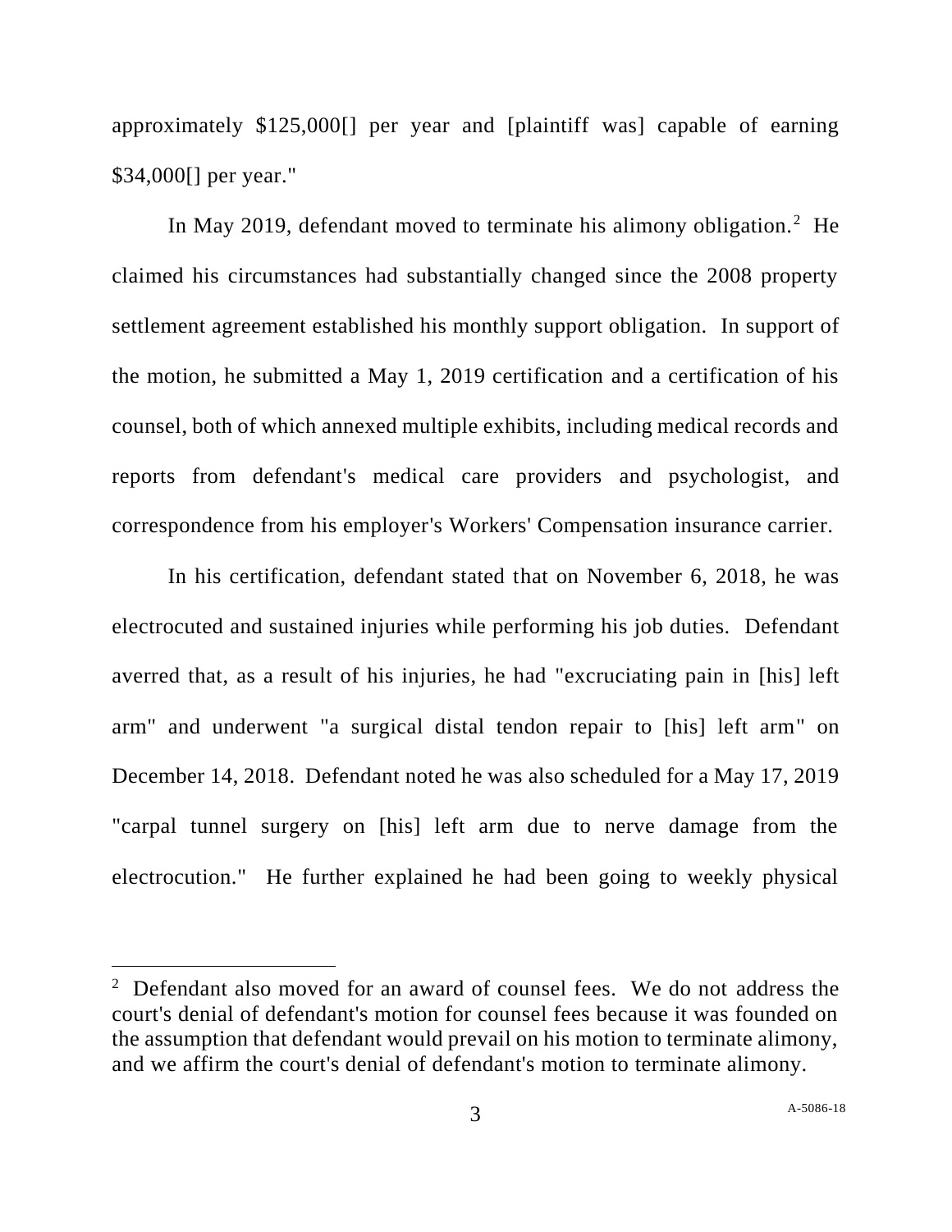approximately $125,000[] per year and [plaintiff was] capable of earning $34,000[] per year."

In May 2019, defendant moved to terminate his alimony obligation.[2] He claimed his circumstances had substantially changed since the 2008 property settlement agreement established his monthly support obligation. In support of the motion, he submitted a May 1, 2019 certification and a certification of his counsel, both of which annexed multiple exhibits, including medical records and reports from defendant's medical care providers and psychologist, and correspondence from his employer's Workers' Compensation insurance carrier.

In his certification, defendant stated that on November 6, 2018, he was electrocuted and sustained injuries while performing his job duties. Defendant averred that, as a result of his injuries, he had "excruciating pain in [his] left arm" and underwent "a surgical distal tendon repair to [his] left arm" on December 14, 2018. Defendant noted he was also scheduled for a May 17, 2019 "carpal tunnel surgery on [his] left arm due to nerve damage from the electrocution." He further explained he had been going to weekly physical

[2] Defendant also moved for an award of counsel fees. We do not address the court's denial of defendant's motion for counsel fees because it was founded on the assumption that defendant would prevail on his motion to terminate alimony, and we affirm the court's denial of defendant's motion to terminate alimony.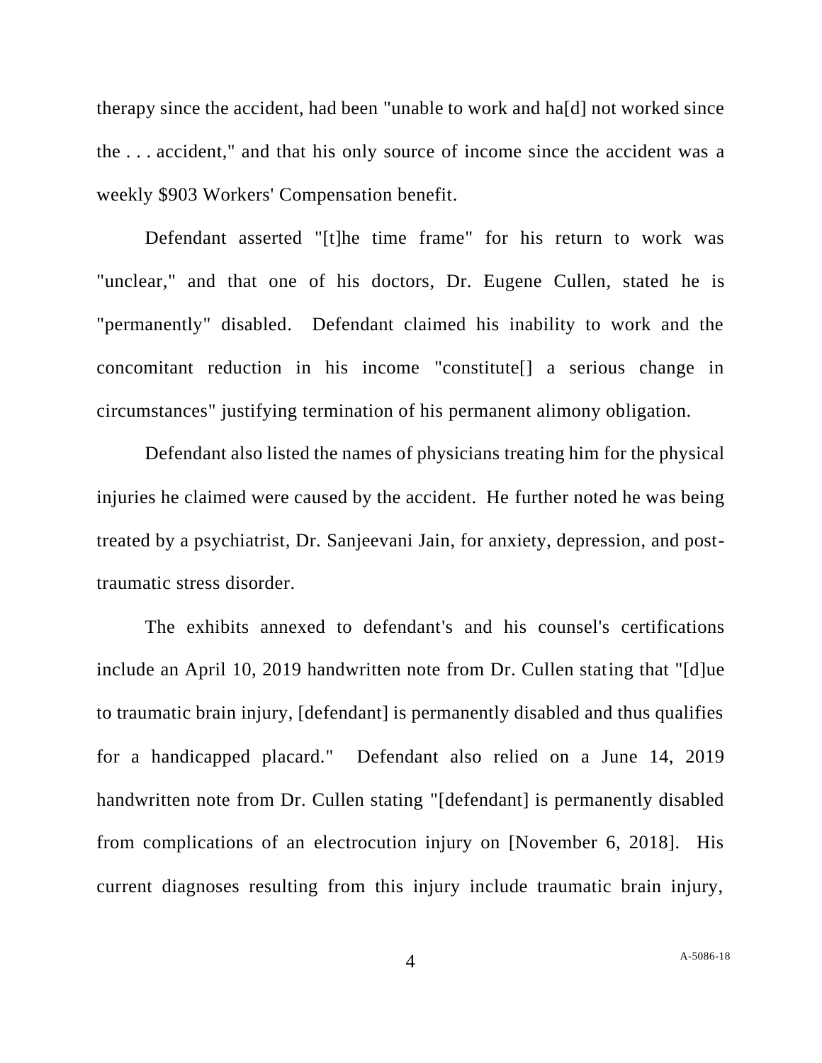therapy since the accident, had been "unable to work and ha[d] not worked since the . . . accident," and that his only source of income since the accident was a weekly $903 Workers' Compensation benefit.

Defendant asserted "[t]he time frame" for his return to work was "unclear," and that one of his doctors, Dr. Eugene Cullen, stated he is "permanently" disabled. Defendant claimed his inability to work and the concomitant reduction in his income "constitute[] a serious change in circumstances" justifying termination of his permanent alimony obligation.

Defendant also listed the names of physicians treating him for the physical injuries he claimed were caused by the accident. He further noted he was being treated by a psychiatrist, Dr. Sanjeevani Jain, for anxiety, depression, and post-traumatic stress disorder.

The exhibits annexed to defendant's and his counsel's certifications include an April 10, 2019 handwritten note from Dr. Cullen stating that "[d]ue to traumatic brain injury, [defendant] is permanently disabled and thus qualifies for a handicapped placard." Defendant also relied on a June 14, 2019 handwritten note from Dr. Cullen stating "[defendant] is permanently disabled from complications of an electrocution injury on [November 6, 2018]. His current diagnoses resulting from this injury include traumatic brain injury,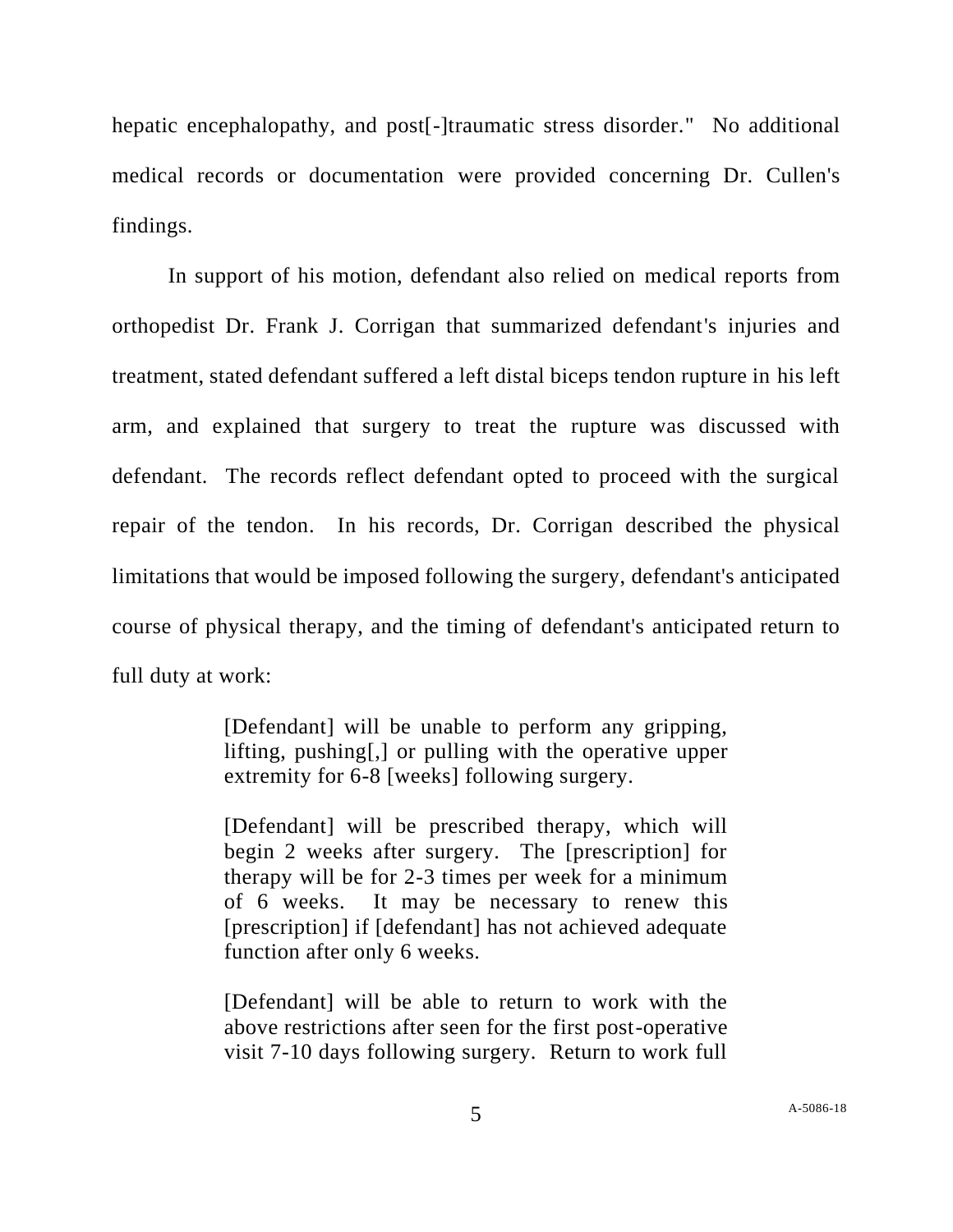hepatic encephalopathy, and post[-]traumatic stress disorder." No additional medical records or documentation were provided concerning Dr. Cullen's findings.

In support of his motion, defendant also relied on medical reports from orthopedist Dr. Frank J. Corrigan that summarized defendant's injuries and treatment, stated defendant suffered a left distal biceps tendon rupture in his left arm, and explained that surgery to treat the rupture was discussed with defendant. The records reflect defendant opted to proceed with the surgical repair of the tendon. In his records, Dr. Corrigan described the physical limitations that would be imposed following the surgery, defendant's anticipated course of physical therapy, and the timing of defendant's anticipated return to full duty at work:

> [Defendant] will be unable to perform any gripping, lifting, pushing[,] or pulling with the operative upper extremity for 6-8 [weeks] following surgery.
>
> [Defendant] will be prescribed therapy, which will begin 2 weeks after surgery. The [prescription] for therapy will be for 2-3 times per week for a minimum of 6 weeks. It may be necessary to renew this [prescription] if [defendant] has not achieved adequate function after only 6 weeks.
>
> [Defendant] will be able to return to work with the above restrictions after seen for the first post-operative visit 7-10 days following surgery. Return to work full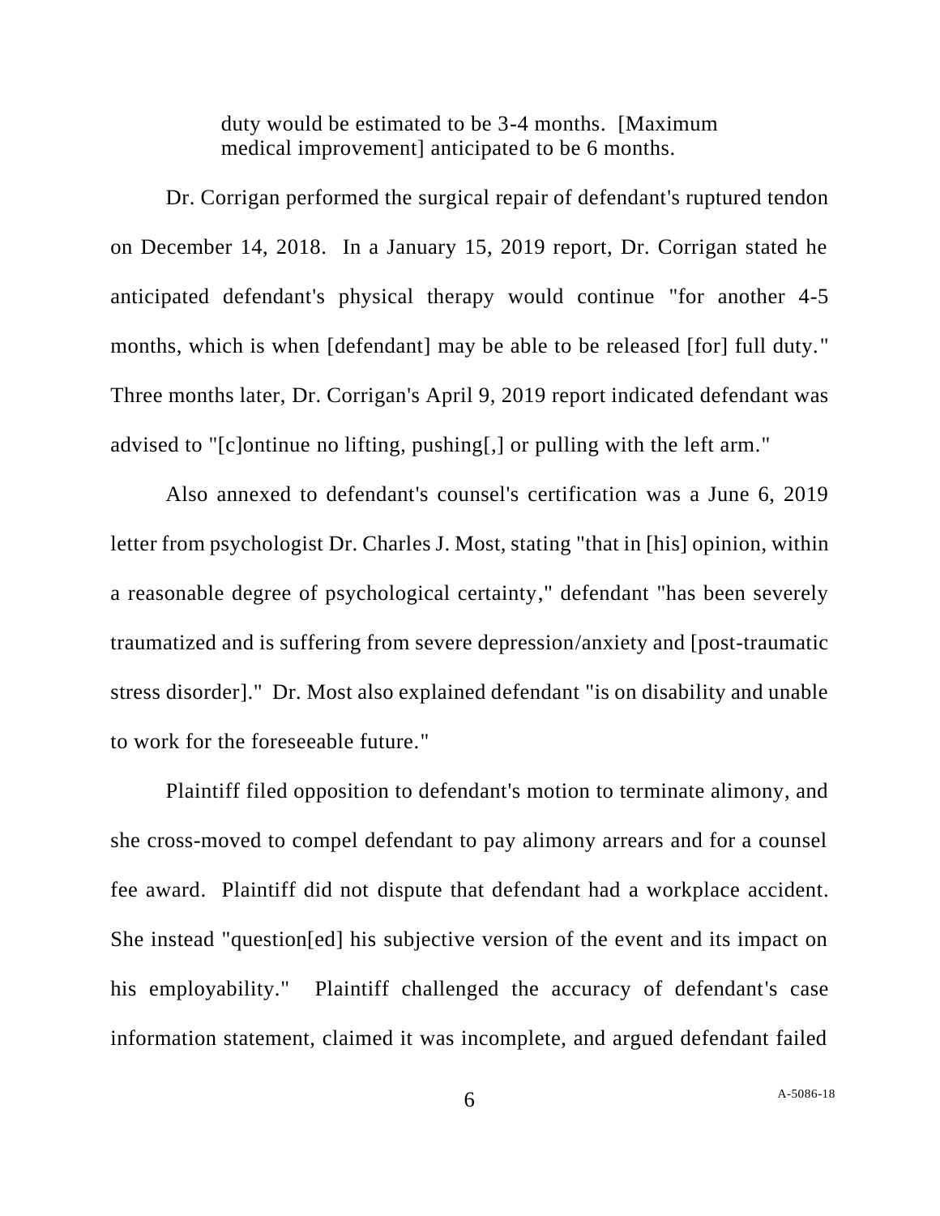> duty would be estimated to be 3-4 months. [Maximum medical improvement] anticipated to be 6 months.

Dr. Corrigan performed the surgical repair of defendant's ruptured tendon on December 14, 2018. In a January 15, 2019 report, Dr. Corrigan stated he anticipated defendant's physical therapy would continue "for another 4-5 months, which is when [defendant] may be able to be released [for] full duty." Three months later, Dr. Corrigan's April 9, 2019 report indicated defendant was advised to "[c]ontinue no lifting, pushing[,] or pulling with the left arm."

Also annexed to defendant's counsel's certification was a June 6, 2019 letter from psychologist Dr. Charles J. Most, stating "that in [his] opinion, within a reasonable degree of psychological certainty," defendant "has been severely traumatized and is suffering from severe depression/anxiety and [post-traumatic stress disorder]." Dr. Most also explained defendant "is on disability and unable to work for the foreseeable future."

Plaintiff filed opposition to defendant's motion to terminate alimony, and she cross-moved to compel defendant to pay alimony arrears and for a counsel fee award. Plaintiff did not dispute that defendant had a workplace accident. She instead "question[ed] his subjective version of the event and its impact on his employability." Plaintiff challenged the accuracy of defendant's case information statement, claimed it was incomplete, and argued defendant failed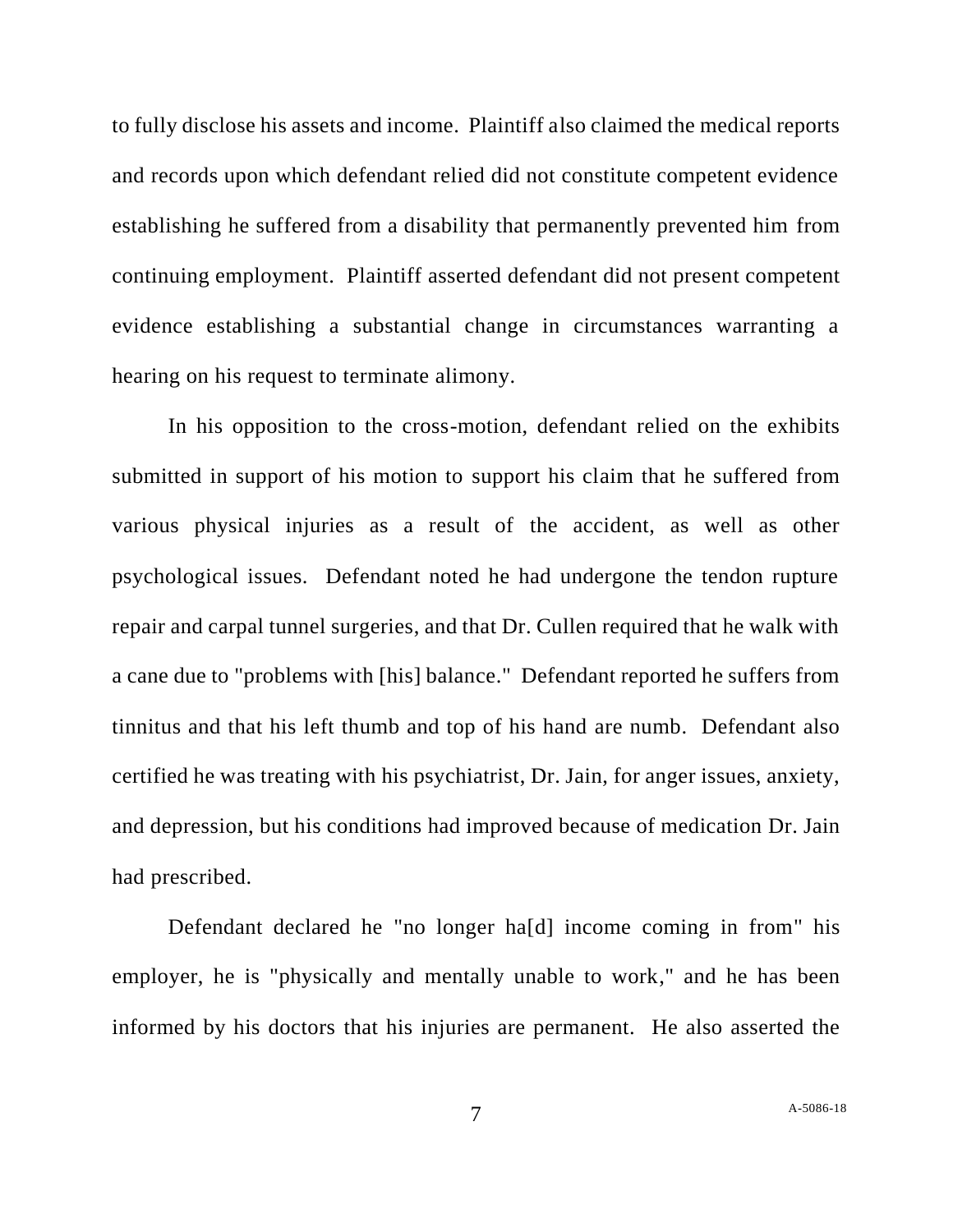to fully disclose his assets and income. Plaintiff also claimed the medical reports and records upon which defendant relied did not constitute competent evidence establishing he suffered from a disability that permanently prevented him from continuing employment. Plaintiff asserted defendant did not present competent evidence establishing a substantial change in circumstances warranting a hearing on his request to terminate alimony.

In his opposition to the cross-motion, defendant relied on the exhibits submitted in support of his motion to support his claim that he suffered from various physical injuries as a result of the accident, as well as other psychological issues. Defendant noted he had undergone the tendon rupture repair and carpal tunnel surgeries, and that Dr. Cullen required that he walk with a cane due to "problems with [his] balance." Defendant reported he suffers from tinnitus and that his left thumb and top of his hand are numb. Defendant also certified he was treating with his psychiatrist, Dr. Jain, for anger issues, anxiety, and depression, but his conditions had improved because of medication Dr. Jain had prescribed.

Defendant declared he "no longer ha[d] income coming in from" his employer, he is "physically and mentally unable to work," and he has been informed by his doctors that his injuries are permanent. He also asserted the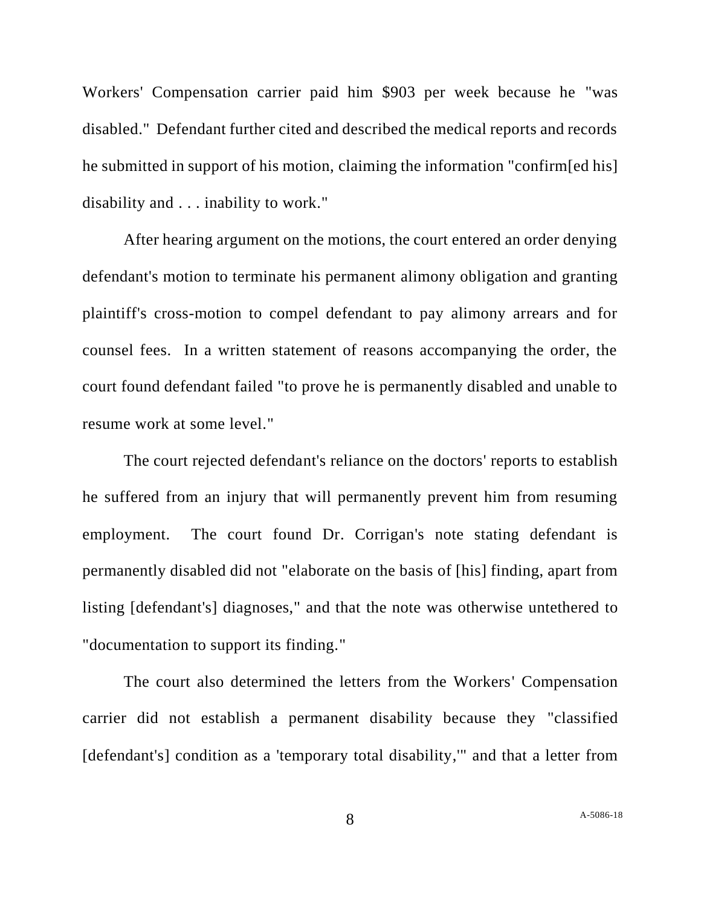Workers' Compensation carrier paid him $903 per week because he "was disabled." Defendant further cited and described the medical reports and records he submitted in support of his motion, claiming the information "confirm[ed his] disability and . . . inability to work."

After hearing argument on the motions, the court entered an order denying defendant's motion to terminate his permanent alimony obligation and granting plaintiff's cross-motion to compel defendant to pay alimony arrears and for counsel fees. In a written statement of reasons accompanying the order, the court found defendant failed "to prove he is permanently disabled and unable to resume work at some level."

The court rejected defendant's reliance on the doctors' reports to establish he suffered from an injury that will permanently prevent him from resuming employment. The court found Dr. Corrigan's note stating defendant is permanently disabled did not "elaborate on the basis of [his] finding, apart from listing [defendant's] diagnoses," and that the note was otherwise untethered to "documentation to support its finding."

The court also determined the letters from the Workers' Compensation carrier did not establish a permanent disability because they "classified [defendant's] condition as a 'temporary total disability,'" and that a letter from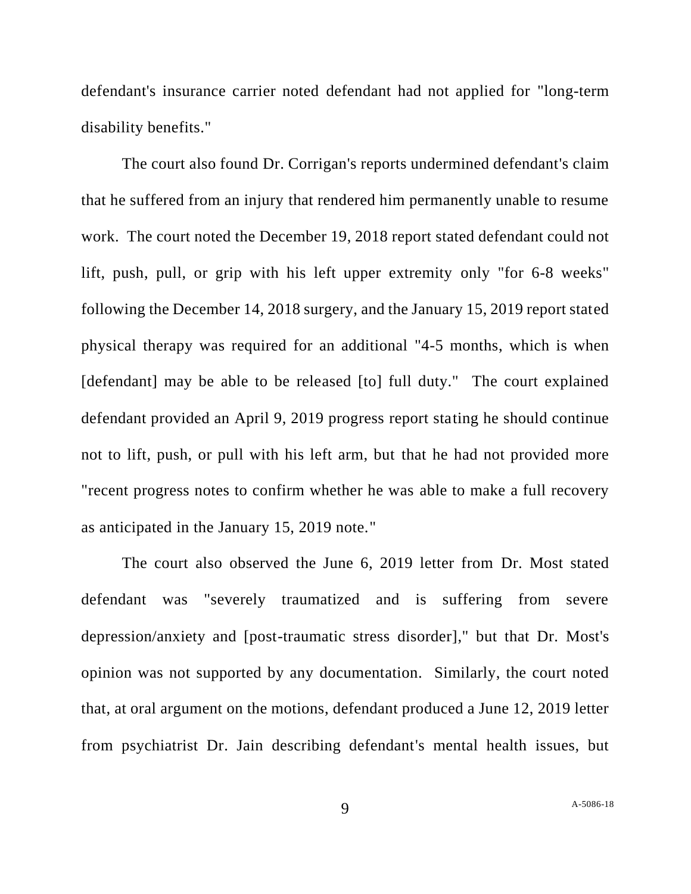defendant's insurance carrier noted defendant had not applied for "long-term disability benefits."

The court also found Dr. Corrigan's reports undermined defendant's claim that he suffered from an injury that rendered him permanently unable to resume work. The court noted the December 19, 2018 report stated defendant could not lift, push, pull, or grip with his left upper extremity only "for 6-8 weeks" following the December 14, 2018 surgery, and the January 15, 2019 report stated physical therapy was required for an additional "4-5 months, which is when [defendant] may be able to be released [to] full duty." The court explained defendant provided an April 9, 2019 progress report stating he should continue not to lift, push, or pull with his left arm, but that he had not provided more "recent progress notes to confirm whether he was able to make a full recovery as anticipated in the January 15, 2019 note."

The court also observed the June 6, 2019 letter from Dr. Most stated defendant was "severely traumatized and is suffering from severe depression/anxiety and [post-traumatic stress disorder]," but that Dr. Most's opinion was not supported by any documentation. Similarly, the court noted that, at oral argument on the motions, defendant produced a June 12, 2019 letter from psychiatrist Dr. Jain describing defendant's mental health issues, but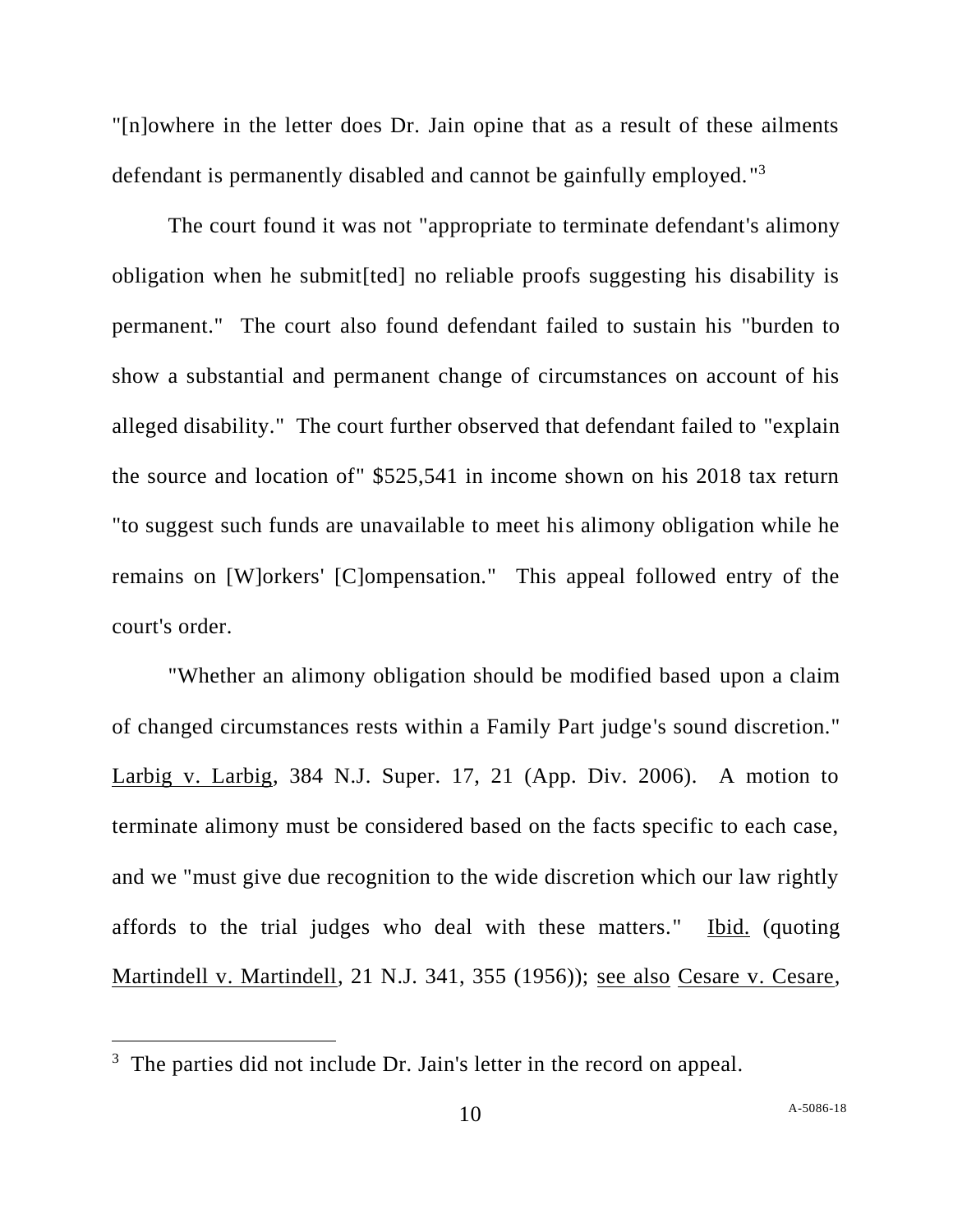"[n]owhere in the letter does Dr. Jain opine that as a result of these ailments defendant is permanently disabled and cannot be gainfully employed."[3]

The court found it was not "appropriate to terminate defendant's alimony obligation when he submit[ted] no reliable proofs suggesting his disability is permanent." The court also found defendant failed to sustain his "burden to show a substantial and permanent change of circumstances on account of his alleged disability." The court further observed that defendant failed to "explain the source and location of" $525,541 in income shown on his 2018 tax return "to suggest such funds are unavailable to meet his alimony obligation while he remains on [W]orkers' [C]ompensation." This appeal followed entry of the court's order.

"Whether an alimony obligation should be modified based upon a claim of changed circumstances rests within a Family Part judge's sound discretion." Larbig v. Larbig, 384 N.J. Super. 17, 21 (App. Div. 2006). A motion to terminate alimony must be considered based on the facts specific to each case, and we "must give due recognition to the wide discretion which our law rightly affords to the trial judges who deal with these matters." Ibid. (quoting Martindell v. Martindell, 21 N.J. 341, 355 (1956)); see also Cesare v. Cesare,

---

[3] The parties did not include Dr. Jain's letter in the record on appeal.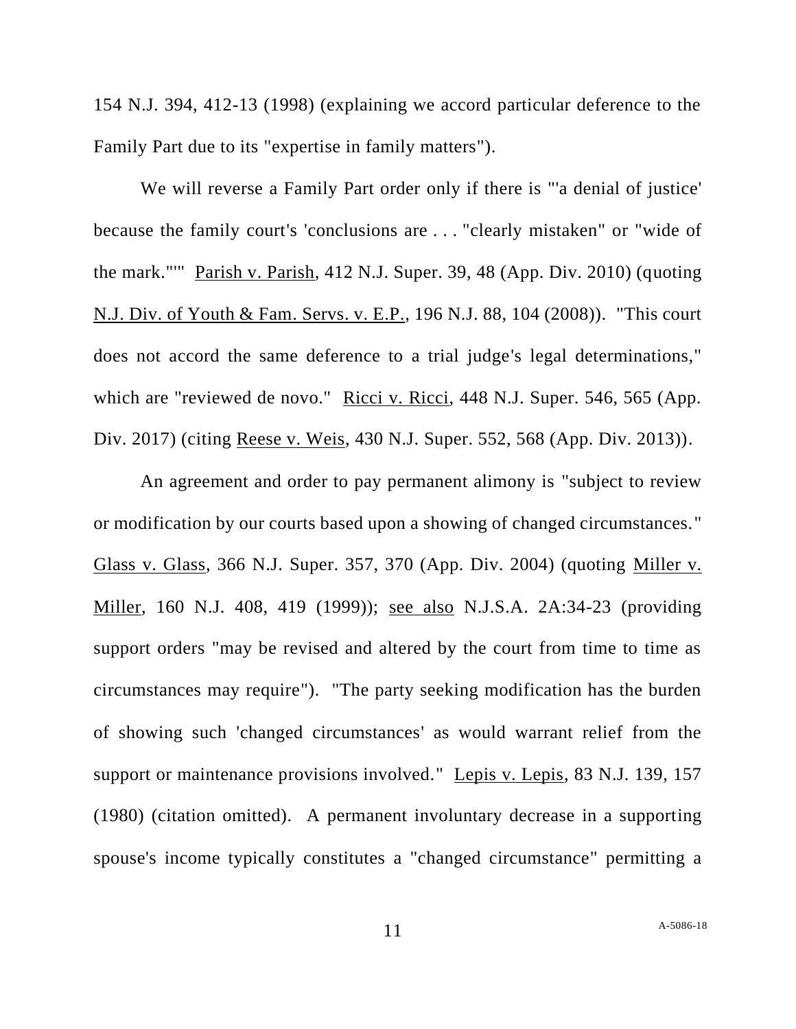154 N.J. 394, 412-13 (1998) (explaining we accord particular deference to the Family Part due to its "expertise in family matters").

We will reverse a Family Part order only if there is "'a denial of justice' because the family court's 'conclusions are . . . "clearly mistaken" or "wide of the mark."'" Parish v. Parish, 412 N.J. Super. 39, 48 (App. Div. 2010) (quoting N.J. Div. of Youth & Fam. Servs. v. E.P., 196 N.J. 88, 104 (2008)). "This court does not accord the same deference to a trial judge's legal determinations," which are "reviewed de novo." Ricci v. Ricci, 448 N.J. Super. 546, 565 (App. Div. 2017) (citing Reese v. Weis, 430 N.J. Super. 552, 568 (App. Div. 2013)).

An agreement and order to pay permanent alimony is "subject to review or modification by our courts based upon a showing of changed circumstances." Glass v. Glass, 366 N.J. Super. 357, 370 (App. Div. 2004) (quoting Miller v. Miller, 160 N.J. 408, 419 (1999)); see also N.J.S.A. 2A:34-23 (providing support orders "may be revised and altered by the court from time to time as circumstances may require"). "The party seeking modification has the burden of showing such 'changed circumstances' as would warrant relief from the support or maintenance provisions involved." Lepis v. Lepis, 83 N.J. 139, 157 (1980) (citation omitted). A permanent involuntary decrease in a supporting spouse's income typically constitutes a "changed circumstance" permitting a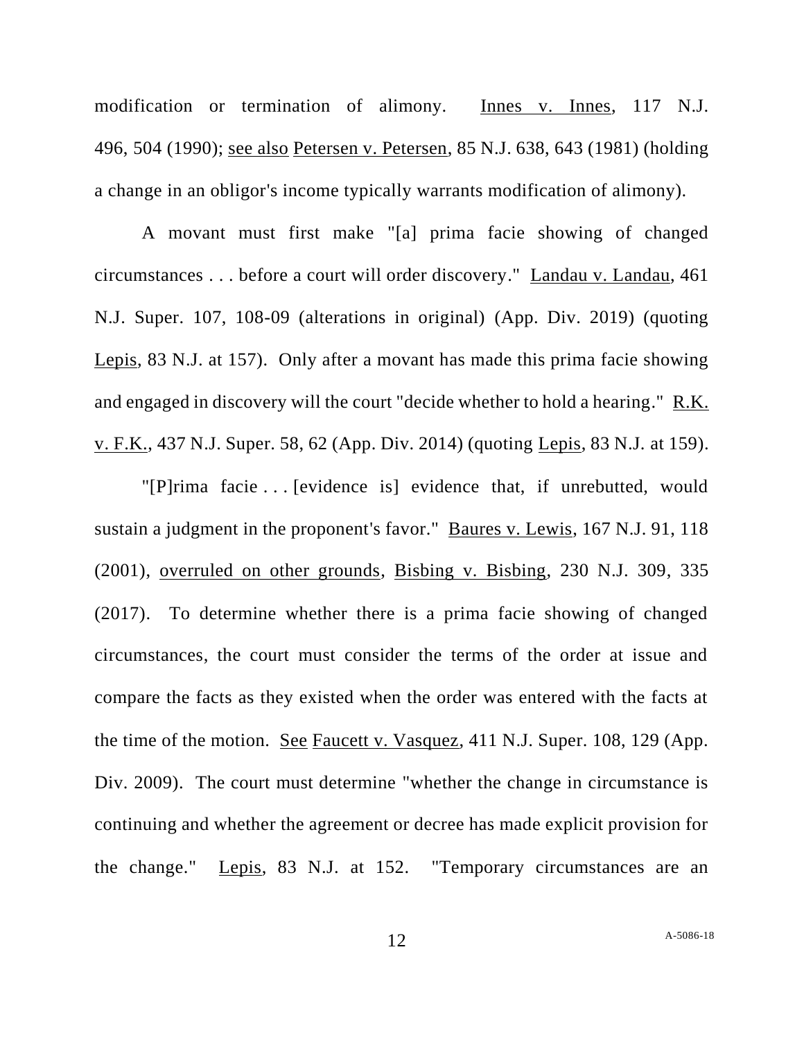modification or termination of alimony. Innes v. Innes, 117 N.J. 496, 504 (1990); see also Petersen v. Petersen, 85 N.J. 638, 643 (1981) (holding a change in an obligor's income typically warrants modification of alimony).

A movant must first make "[a] prima facie showing of changed circumstances . . . before a court will order discovery." Landau v. Landau, 461 N.J. Super. 107, 108-09 (alterations in original) (App. Div. 2019) (quoting Lepis, 83 N.J. at 157). Only after a movant has made this prima facie showing and engaged in discovery will the court "decide whether to hold a hearing." R.K. v. F.K., 437 N.J. Super. 58, 62 (App. Div. 2014) (quoting Lepis, 83 N.J. at 159).

"[P]rima facie . . . [evidence is] evidence that, if unrebutted, would sustain a judgment in the proponent's favor." Baures v. Lewis, 167 N.J. 91, 118 (2001), overruled on other grounds, Bisbing v. Bisbing, 230 N.J. 309, 335 (2017). To determine whether there is a prima facie showing of changed circumstances, the court must consider the terms of the order at issue and compare the facts as they existed when the order was entered with the facts at the time of the motion. See Faucett v. Vasquez, 411 N.J. Super. 108, 129 (App. Div. 2009). The court must determine "whether the change in circumstance is continuing and whether the agreement or decree has made explicit provision for the change." Lepis, 83 N.J. at 152. "Temporary circumstances are an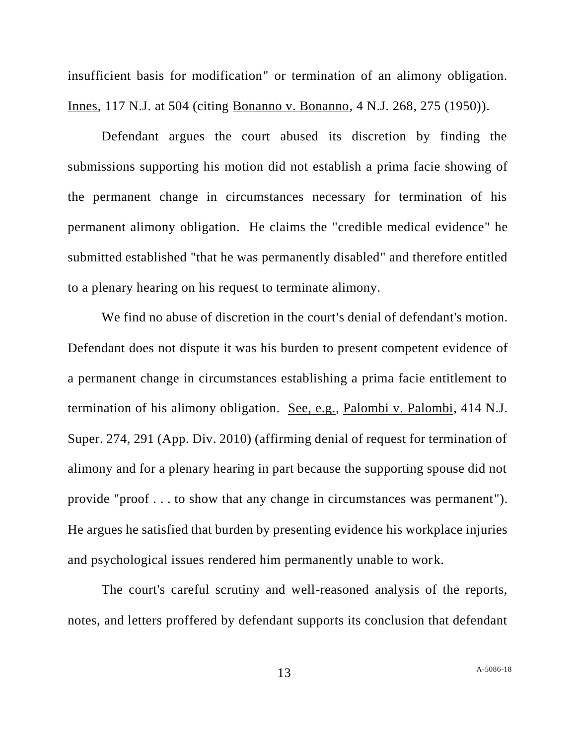insufficient basis for modification" or termination of an alimony obligation. Innes, 117 N.J. at 504 (citing Bonanno v. Bonanno, 4 N.J. 268, 275 (1950)).

Defendant argues the court abused its discretion by finding the submissions supporting his motion did not establish a prima facie showing of the permanent change in circumstances necessary for termination of his permanent alimony obligation. He claims the "credible medical evidence" he submitted established "that he was permanently disabled" and therefore entitled to a plenary hearing on his request to terminate alimony.

We find no abuse of discretion in the court's denial of defendant's motion. Defendant does not dispute it was his burden to present competent evidence of a permanent change in circumstances establishing a prima facie entitlement to termination of his alimony obligation. See, e.g., Palombi v. Palombi, 414 N.J. Super. 274, 291 (App. Div. 2010) (affirming denial of request for termination of alimony and for a plenary hearing in part because the supporting spouse did not provide "proof . . . to show that any change in circumstances was permanent"). He argues he satisfied that burden by presenting evidence his workplace injuries and psychological issues rendered him permanently unable to work.

The court's careful scrutiny and well-reasoned analysis of the reports, notes, and letters proffered by defendant supports its conclusion that defendant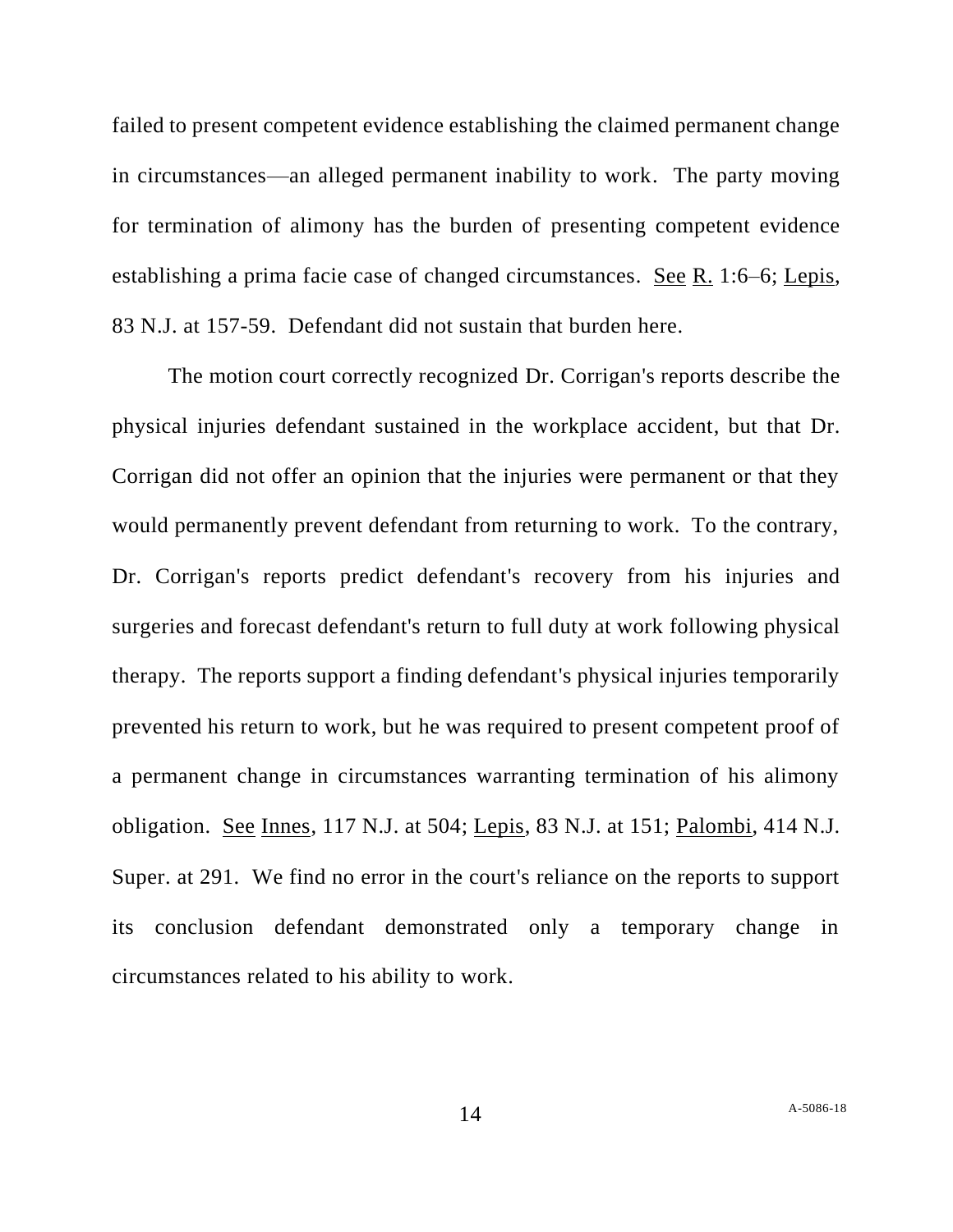failed to present competent evidence establishing the claimed permanent change in circumstances—an alleged permanent inability to work. The party moving for termination of alimony has the burden of presenting competent evidence establishing a prima facie case of changed circumstances. See R. 1:6–6; Lepis, 83 N.J. at 157-59. Defendant did not sustain that burden here.

The motion court correctly recognized Dr. Corrigan's reports describe the physical injuries defendant sustained in the workplace accident, but that Dr. Corrigan did not offer an opinion that the injuries were permanent or that they would permanently prevent defendant from returning to work. To the contrary, Dr. Corrigan's reports predict defendant's recovery from his injuries and surgeries and forecast defendant's return to full duty at work following physical therapy. The reports support a finding defendant's physical injuries temporarily prevented his return to work, but he was required to present competent proof of a permanent change in circumstances warranting termination of his alimony obligation. See Innes, 117 N.J. at 504; Lepis, 83 N.J. at 151; Palombi, 414 N.J. Super. at 291. We find no error in the court's reliance on the reports to support its conclusion defendant demonstrated only a temporary change in circumstances related to his ability to work.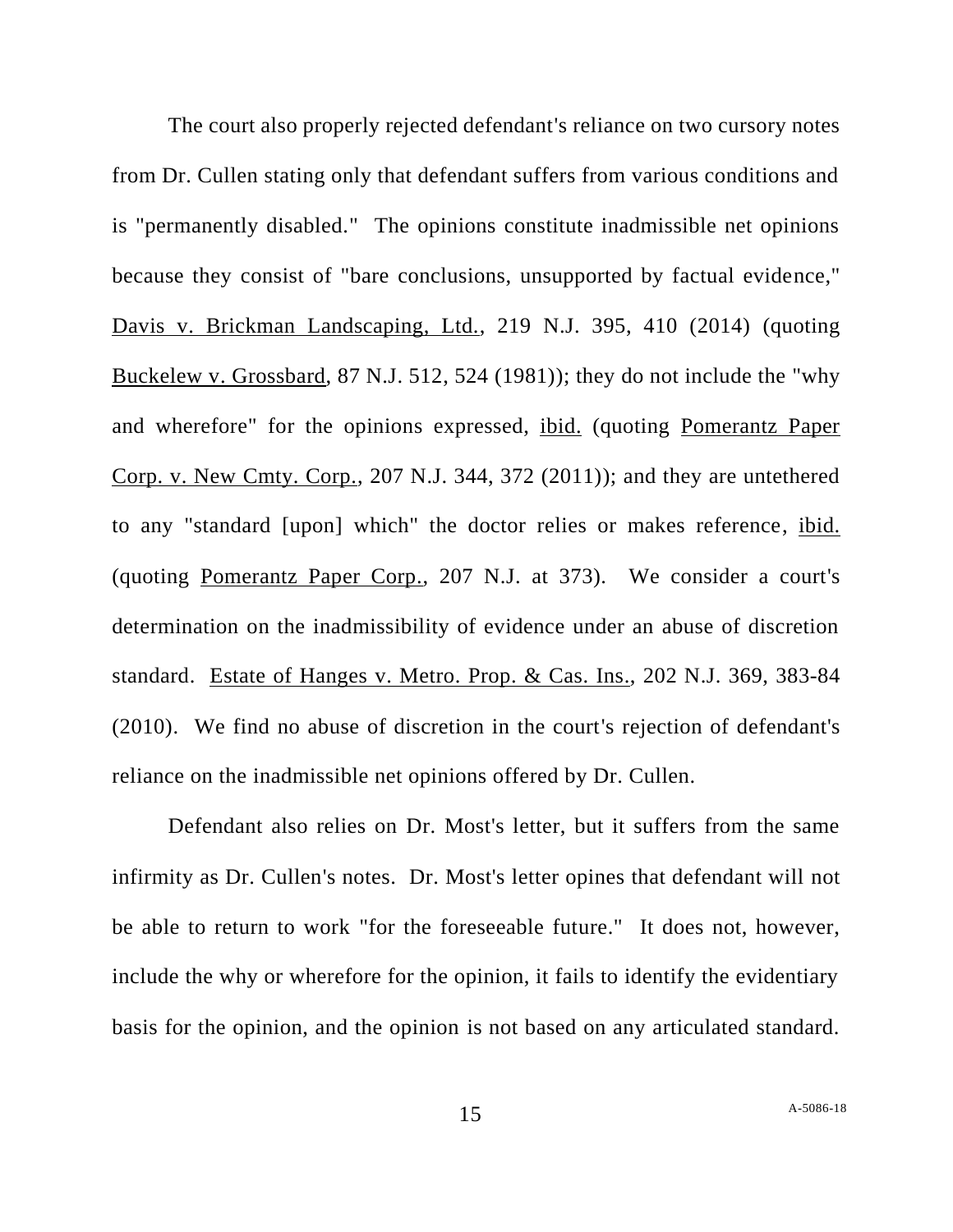The court also properly rejected defendant's reliance on two cursory notes from Dr. Cullen stating only that defendant suffers from various conditions and is "permanently disabled." The opinions constitute inadmissible net opinions because they consist of "bare conclusions, unsupported by factual evidence," Davis v. Brickman Landscaping, Ltd., 219 N.J. 395, 410 (2014) (quoting Buckelew v. Grossbard, 87 N.J. 512, 524 (1981)); they do not include the "why and wherefore" for the opinions expressed, ibid. (quoting Pomerantz Paper Corp. v. New Cmty. Corp., 207 N.J. 344, 372 (2011)); and they are untethered to any "standard [upon] which" the doctor relies or makes reference, ibid. (quoting Pomerantz Paper Corp., 207 N.J. at 373). We consider a court's determination on the inadmissibility of evidence under an abuse of discretion standard. Estate of Hanges v. Metro. Prop. & Cas. Ins., 202 N.J. 369, 383-84 (2010). We find no abuse of discretion in the court's rejection of defendant's reliance on the inadmissible net opinions offered by Dr. Cullen.

Defendant also relies on Dr. Most's letter, but it suffers from the same infirmity as Dr. Cullen's notes. Dr. Most's letter opines that defendant will not be able to return to work "for the foreseeable future." It does not, however, include the why or wherefore for the opinion, it fails to identify the evidentiary basis for the opinion, and the opinion is not based on any articulated standard.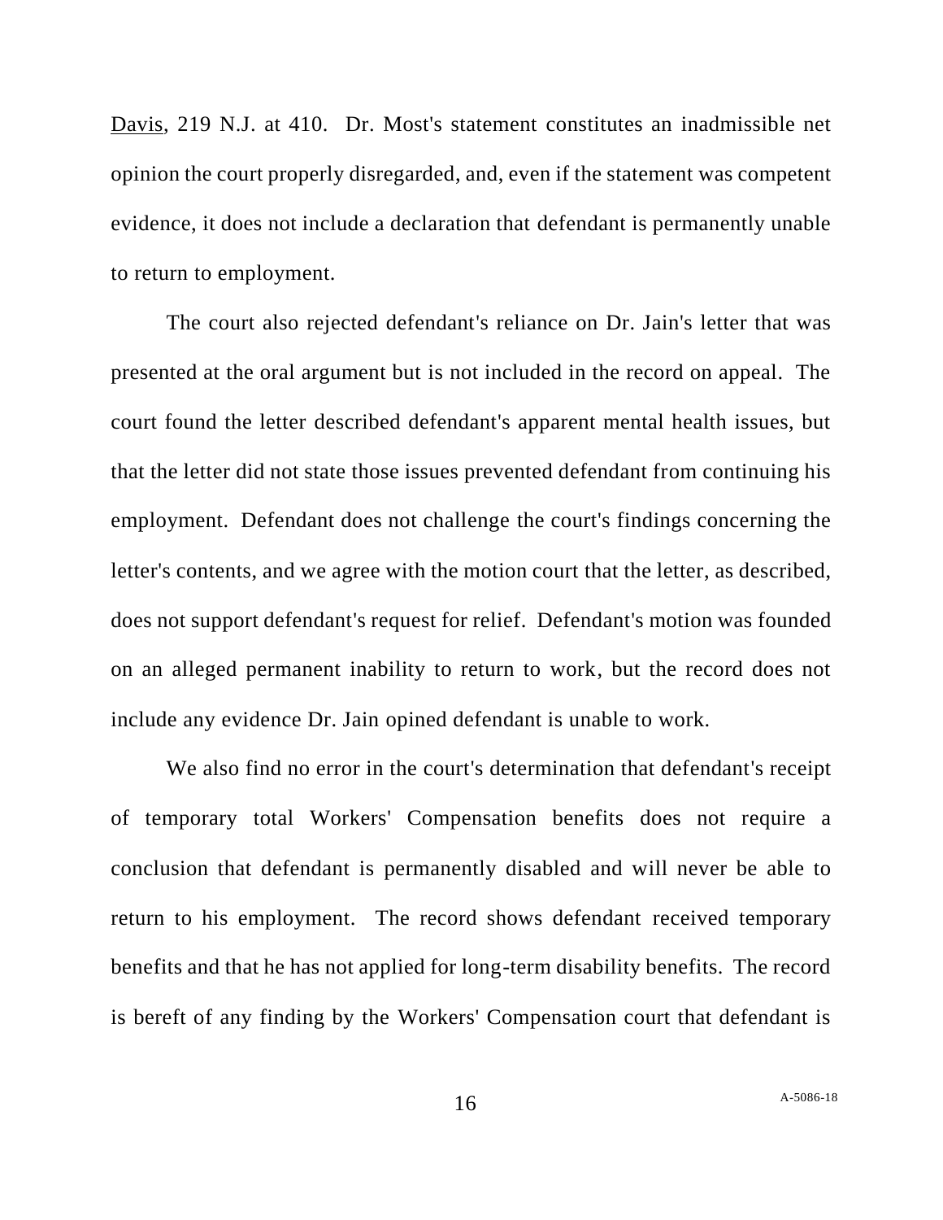Davis, 219 N.J. at 410. Dr. Most's statement constitutes an inadmissible net opinion the court properly disregarded, and, even if the statement was competent evidence, it does not include a declaration that defendant is permanently unable to return to employment.

The court also rejected defendant's reliance on Dr. Jain's letter that was presented at the oral argument but is not included in the record on appeal. The court found the letter described defendant's apparent mental health issues, but that the letter did not state those issues prevented defendant from continuing his employment. Defendant does not challenge the court's findings concerning the letter's contents, and we agree with the motion court that the letter, as described, does not support defendant's request for relief. Defendant's motion was founded on an alleged permanent inability to return to work, but the record does not include any evidence Dr. Jain opined defendant is unable to work.

We also find no error in the court's determination that defendant's receipt of temporary total Workers' Compensation benefits does not require a conclusion that defendant is permanently disabled and will never be able to return to his employment. The record shows defendant received temporary benefits and that he has not applied for long-term disability benefits. The record is bereft of any finding by the Workers' Compensation court that defendant is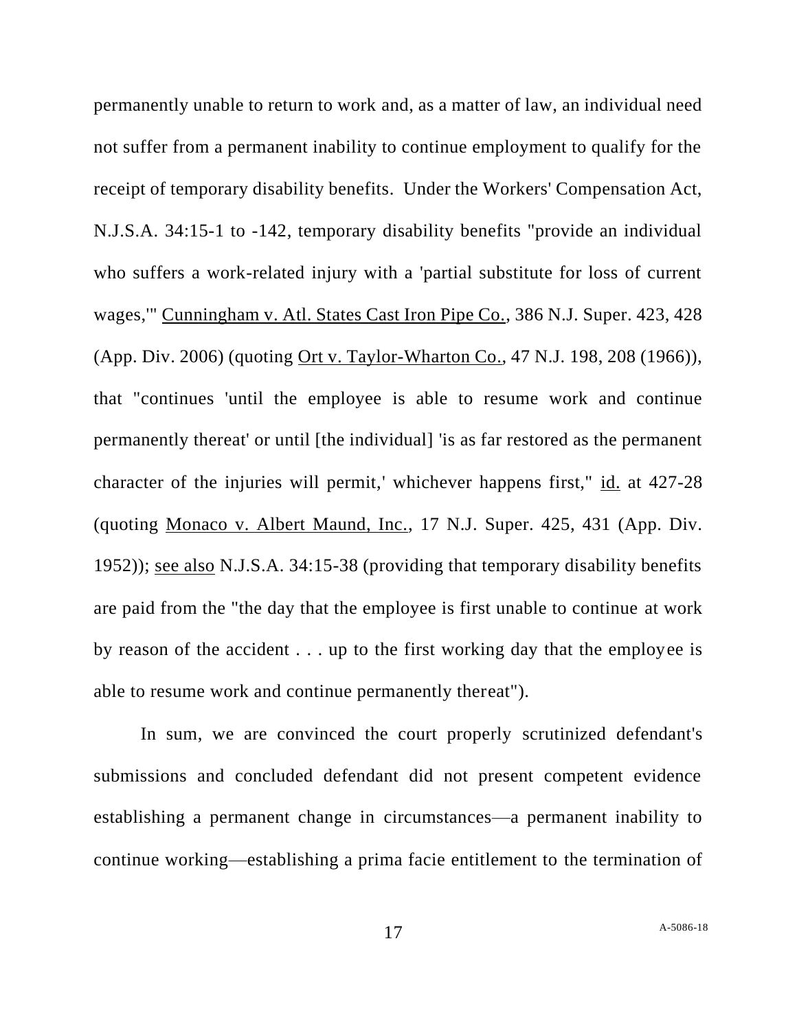permanently unable to return to work and, as a matter of law, an individual need not suffer from a permanent inability to continue employment to qualify for the receipt of temporary disability benefits. Under the Workers' Compensation Act, N.J.S.A. 34:15-1 to -142, temporary disability benefits "provide an individual who suffers a work-related injury with a 'partial substitute for loss of current wages,'" Cunningham v. Atl. States Cast Iron Pipe Co., 386 N.J. Super. 423, 428 (App. Div. 2006) (quoting Ort v. Taylor-Wharton Co., 47 N.J. 198, 208 (1966)), that "continues 'until the employee is able to resume work and continue permanently thereat' or until [the individual] 'is as far restored as the permanent character of the injuries will permit,' whichever happens first," id. at 427-28 (quoting Monaco v. Albert Maund, Inc., 17 N.J. Super. 425, 431 (App. Div. 1952)); see also N.J.S.A. 34:15-38 (providing that temporary disability benefits are paid from the "the day that the employee is first unable to continue at work by reason of the accident . . . up to the first working day that the employee is able to resume work and continue permanently thereat").

In sum, we are convinced the court properly scrutinized defendant's submissions and concluded defendant did not present competent evidence establishing a permanent change in circumstances—a permanent inability to continue working—establishing a prima facie entitlement to the termination of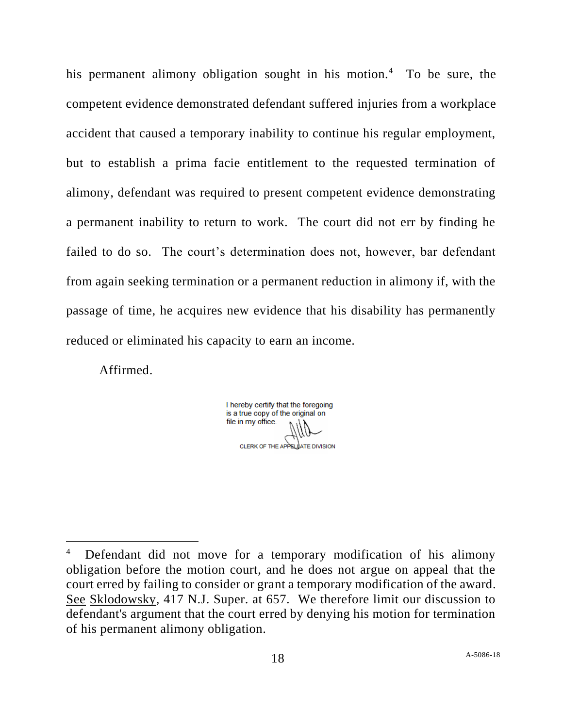his permanent alimony obligation sought in his motion.[4] To be sure, the competent evidence demonstrated defendant suffered injuries from a workplace accident that caused a temporary inability to continue his regular employment, but to establish a prima facie entitlement to the requested termination of alimony, defendant was required to present competent evidence demonstrating a permanent inability to return to work. The court did not err by finding he failed to do so. The court's determination does not, however, bar defendant from again seeking termination or a permanent reduction in alimony if, with the passage of time, he acquires new evidence that his disability has permanently reduced or eliminated his capacity to earn an income.

Affirmed.

I hereby certify that the foregoing is a true copy of the original on file in my office.

CLERK OF THE APPELLATE DIVISION

---

[4] Defendant did not move for a temporary modification of his alimony obligation before the motion court, and he does not argue on appeal that the court erred by failing to consider or grant a temporary modification of the award. See Sklodowsky, 417 N.J. Super. at 657. We therefore limit our discussion to defendant's argument that the court erred by denying his motion for termination of his permanent alimony obligation.